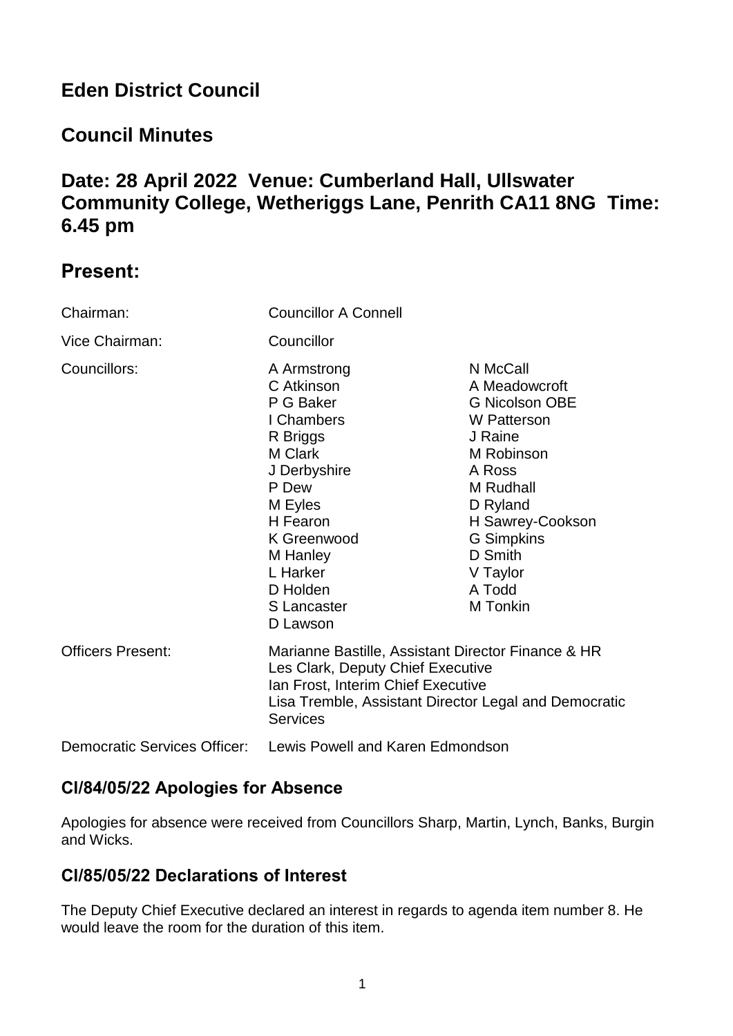# Eden District Council

## Council Minutes

## Date: 28 April 2022 Venue: Cumberland Hall, Ullswater Community College, Wetheriggs Lane, Penrith CA11 8NG Time: 6.45 pm

## Present:

| | | |
|---|---|---|
| Chairman: | Councillor A Connell | |
| Vice Chairman: | Councillor | |
| Councillors: | A Armstrong<br>C Atkinson<br>P G Baker<br>I Chambers<br>R Briggs<br>M Clark<br>J Derbyshire<br>P Dew<br>M Eyles<br>H Fearon<br>K Greenwood<br>M Hanley<br>L Harker<br>D Holden<br>S Lancaster<br>D Lawson | N McCall<br>A Meadowcroft<br>G Nicolson OBE<br>W Patterson<br>J Raine<br>M Robinson<br>A Ross<br>M Rudhall<br>D Ryland<br>H Sawrey-Cookson<br>G Simpkins<br>D Smith<br>V Taylor<br>A Todd<br>M Tonkin |
| Officers Present: | Marianne Bastille, Assistant Director Finance & HR<br>Les Clark, Deputy Chief Executive<br>Ian Frost, Interim Chief Executive<br>Lisa Tremble, Assistant Director Legal and Democratic Services | |
| Democratic Services Officer: | Lewis Powell and Karen Edmondson | |

### Cl/84/05/22 Apologies for Absence

Apologies for absence were received from Councillors Sharp, Martin, Lynch, Banks, Burgin and Wicks.

### Cl/85/05/22 Declarations of Interest

The Deputy Chief Executive declared an interest in regards to agenda item number 8. He would leave the room for the duration of this item.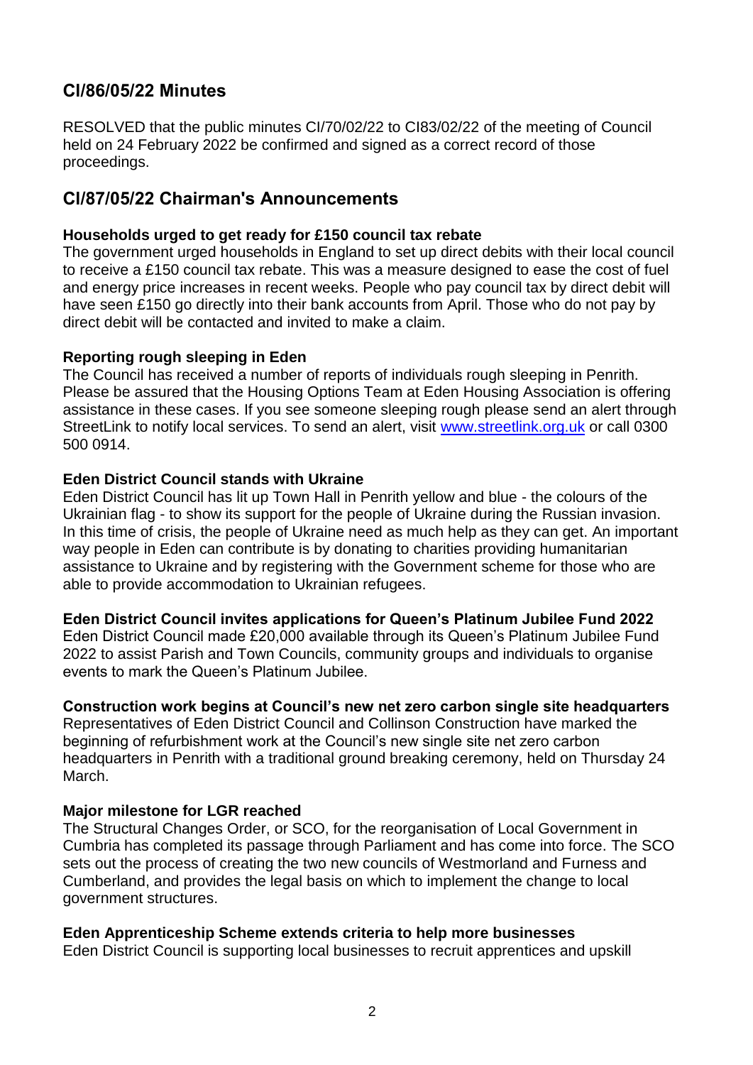## CI/86/05/22 Minutes

RESOLVED that the public minutes CI/70/02/22 to CI83/02/22 of the meeting of Council held on 24 February 2022 be confirmed and signed as a correct record of those proceedings.

## CI/87/05/22 Chairman's Announcements

**Households urged to get ready for £150 council tax rebate**

The government urged households in England to set up direct debits with their local council to receive a £150 council tax rebate. This was a measure designed to ease the cost of fuel and energy price increases in recent weeks. People who pay council tax by direct debit will have seen £150 go directly into their bank accounts from April. Those who do not pay by direct debit will be contacted and invited to make a claim.

**Reporting rough sleeping in Eden**

The Council has received a number of reports of individuals rough sleeping in Penrith. Please be assured that the Housing Options Team at Eden Housing Association is offering assistance in these cases. If you see someone sleeping rough please send an alert through StreetLink to notify local services. To send an alert, visit www.streetlink.org.uk or call 0300 500 0914.

**Eden District Council stands with Ukraine**

Eden District Council has lit up Town Hall in Penrith yellow and blue - the colours of the Ukrainian flag - to show its support for the people of Ukraine during the Russian invasion. In this time of crisis, the people of Ukraine need as much help as they can get. An important way people in Eden can contribute is by donating to charities providing humanitarian assistance to Ukraine and by registering with the Government scheme for those who are able to provide accommodation to Ukrainian refugees.

**Eden District Council invites applications for Queen's Platinum Jubilee Fund 2022**

Eden District Council made £20,000 available through its Queen's Platinum Jubilee Fund 2022 to assist Parish and Town Councils, community groups and individuals to organise events to mark the Queen's Platinum Jubilee.

**Construction work begins at Council's new net zero carbon single site headquarters**

Representatives of Eden District Council and Collinson Construction have marked the beginning of refurbishment work at the Council's new single site net zero carbon headquarters in Penrith with a traditional ground breaking ceremony, held on Thursday 24 March.

**Major milestone for LGR reached**

The Structural Changes Order, or SCO, for the reorganisation of Local Government in Cumbria has completed its passage through Parliament and has come into force. The SCO sets out the process of creating the two new councils of Westmorland and Furness and Cumberland, and provides the legal basis on which to implement the change to local government structures.

**Eden Apprenticeship Scheme extends criteria to help more businesses**

Eden District Council is supporting local businesses to recruit apprentices and upskill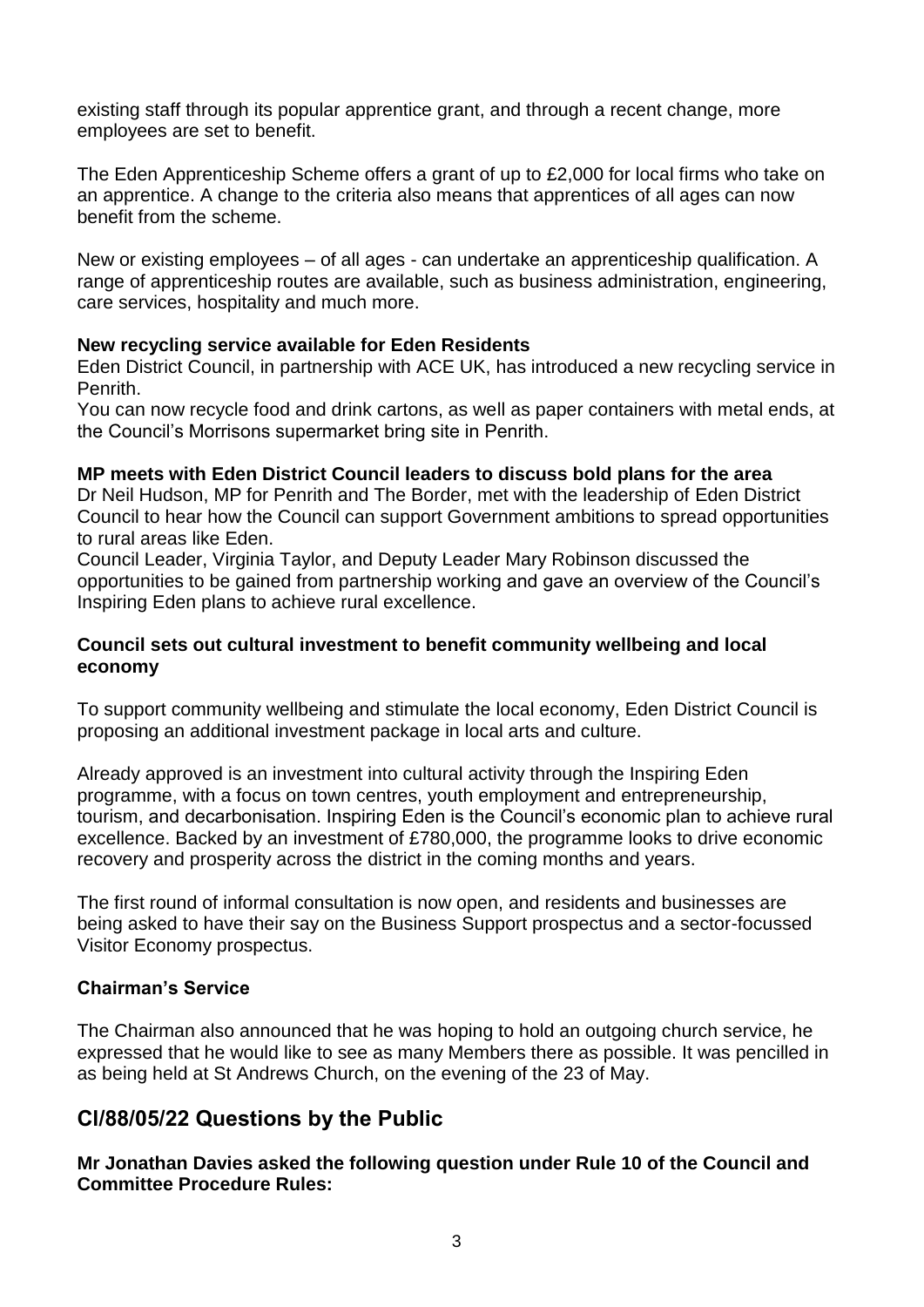existing staff through its popular apprentice grant, and through a recent change, more employees are set to benefit.

The Eden Apprenticeship Scheme offers a grant of up to £2,000 for local firms who take on an apprentice. A change to the criteria also means that apprentices of all ages can now benefit from the scheme.

New or existing employees – of all ages - can undertake an apprenticeship qualification. A range of apprenticeship routes are available, such as business administration, engineering, care services, hospitality and much more.

**New recycling service available for Eden Residents**
Eden District Council, in partnership with ACE UK, has introduced a new recycling service in Penrith.
You can now recycle food and drink cartons, as well as paper containers with metal ends, at the Council's Morrisons supermarket bring site in Penrith.

**MP meets with Eden District Council leaders to discuss bold plans for the area**
Dr Neil Hudson, MP for Penrith and The Border, met with the leadership of Eden District Council to hear how the Council can support Government ambitions to spread opportunities to rural areas like Eden.
Council Leader, Virginia Taylor, and Deputy Leader Mary Robinson discussed the opportunities to be gained from partnership working and gave an overview of the Council's Inspiring Eden plans to achieve rural excellence.

**Council sets out cultural investment to benefit community wellbeing and local economy**

To support community wellbeing and stimulate the local economy, Eden District Council is proposing an additional investment package in local arts and culture.

Already approved is an investment into cultural activity through the Inspiring Eden programme, with a focus on town centres, youth employment and entrepreneurship, tourism, and decarbonisation. Inspiring Eden is the Council's economic plan to achieve rural excellence. Backed by an investment of £780,000, the programme looks to drive economic recovery and prosperity across the district in the coming months and years.

The first round of informal consultation is now open, and residents and businesses are being asked to have their say on the Business Support prospectus and a sector-focussed Visitor Economy prospectus.

**Chairman's Service**

The Chairman also announced that he was hoping to hold an outgoing church service, he expressed that he would like to see as many Members there as possible. It was pencilled in as being held at St Andrews Church, on the evening of the 23 of May.

## Cl/88/05/22 Questions by the Public

**Mr Jonathan Davies asked the following question under Rule 10 of the Council and Committee Procedure Rules:**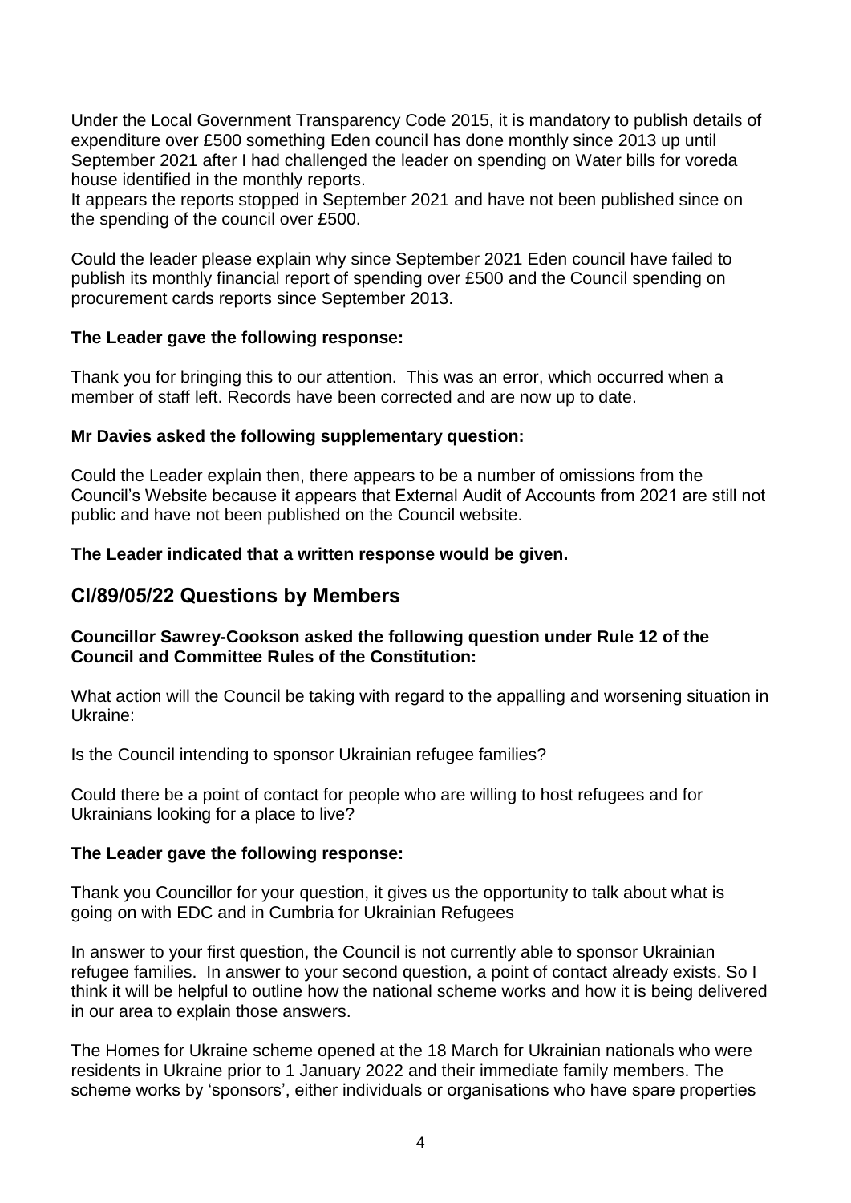Under the Local Government Transparency Code 2015, it is mandatory to publish details of expenditure over £500 something Eden council has done monthly since 2013 up until September 2021 after I had challenged the leader on spending on Water bills for voreda house identified in the monthly reports.
It appears the reports stopped in September 2021 and have not been published since on the spending of the council over £500.

Could the leader please explain why since September 2021 Eden council have failed to publish its monthly financial report of spending over £500 and the Council spending on procurement cards reports since September 2013.

**The Leader gave the following response:**

Thank you for bringing this to our attention. This was an error, which occurred when a member of staff left. Records have been corrected and are now up to date.

**Mr Davies asked the following supplementary question:**

Could the Leader explain then, there appears to be a number of omissions from the Council's Website because it appears that External Audit of Accounts from 2021 are still not public and have not been published on the Council website.

**The Leader indicated that a written response would be given.**

## Cl/89/05/22 Questions by Members

**Councillor Sawrey-Cookson asked the following question under Rule 12 of the Council and Committee Rules of the Constitution:**

What action will the Council be taking with regard to the appalling and worsening situation in Ukraine:

Is the Council intending to sponsor Ukrainian refugee families?

Could there be a point of contact for people who are willing to host refugees and for Ukrainians looking for a place to live?

**The Leader gave the following response:**

Thank you Councillor for your question, it gives us the opportunity to talk about what is going on with EDC and in Cumbria for Ukrainian Refugees

In answer to your first question, the Council is not currently able to sponsor Ukrainian refugee families. In answer to your second question, a point of contact already exists. So I think it will be helpful to outline how the national scheme works and how it is being delivered in our area to explain those answers.

The Homes for Ukraine scheme opened at the 18 March for Ukrainian nationals who were residents in Ukraine prior to 1 January 2022 and their immediate family members. The scheme works by 'sponsors', either individuals or organisations who have spare properties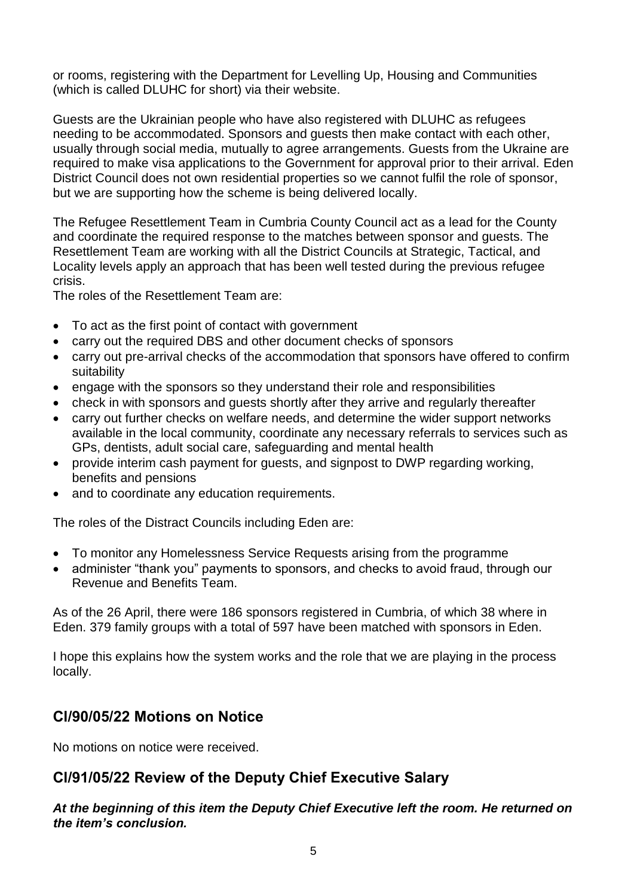or rooms, registering with the Department for Levelling Up, Housing and Communities (which is called DLUHC for short) via their website.

Guests are the Ukrainian people who have also registered with DLUHC as refugees needing to be accommodated. Sponsors and guests then make contact with each other, usually through social media, mutually to agree arrangements. Guests from the Ukraine are required to make visa applications to the Government for approval prior to their arrival. Eden District Council does not own residential properties so we cannot fulfil the role of sponsor, but we are supporting how the scheme is being delivered locally.

The Refugee Resettlement Team in Cumbria County Council act as a lead for the County and coordinate the required response to the matches between sponsor and guests. The Resettlement Team are working with all the District Councils at Strategic, Tactical, and Locality levels apply an approach that has been well tested during the previous refugee crisis.
The roles of the Resettlement Team are:

- To act as the first point of contact with government
- carry out the required DBS and other document checks of sponsors
- carry out pre-arrival checks of the accommodation that sponsors have offered to confirm suitability
- engage with the sponsors so they understand their role and responsibilities
- check in with sponsors and guests shortly after they arrive and regularly thereafter
- carry out further checks on welfare needs, and determine the wider support networks available in the local community, coordinate any necessary referrals to services such as GPs, dentists, adult social care, safeguarding and mental health
- provide interim cash payment for guests, and signpost to DWP regarding working, benefits and pensions
- and to coordinate any education requirements.

The roles of the Distract Councils including Eden are:

- To monitor any Homelessness Service Requests arising from the programme
- administer "thank you" payments to sponsors, and checks to avoid fraud, through our Revenue and Benefits Team.

As of the 26 April, there were 186 sponsors registered in Cumbria, of which 38 where in Eden. 379 family groups with a total of 597 have been matched with sponsors in Eden.

I hope this explains how the system works and the role that we are playing in the process locally.

## Cl/90/05/22 Motions on Notice

No motions on notice were received.

## Cl/91/05/22 Review of the Deputy Chief Executive Salary

***At the beginning of this item the Deputy Chief Executive left the room. He returned on the item's conclusion.***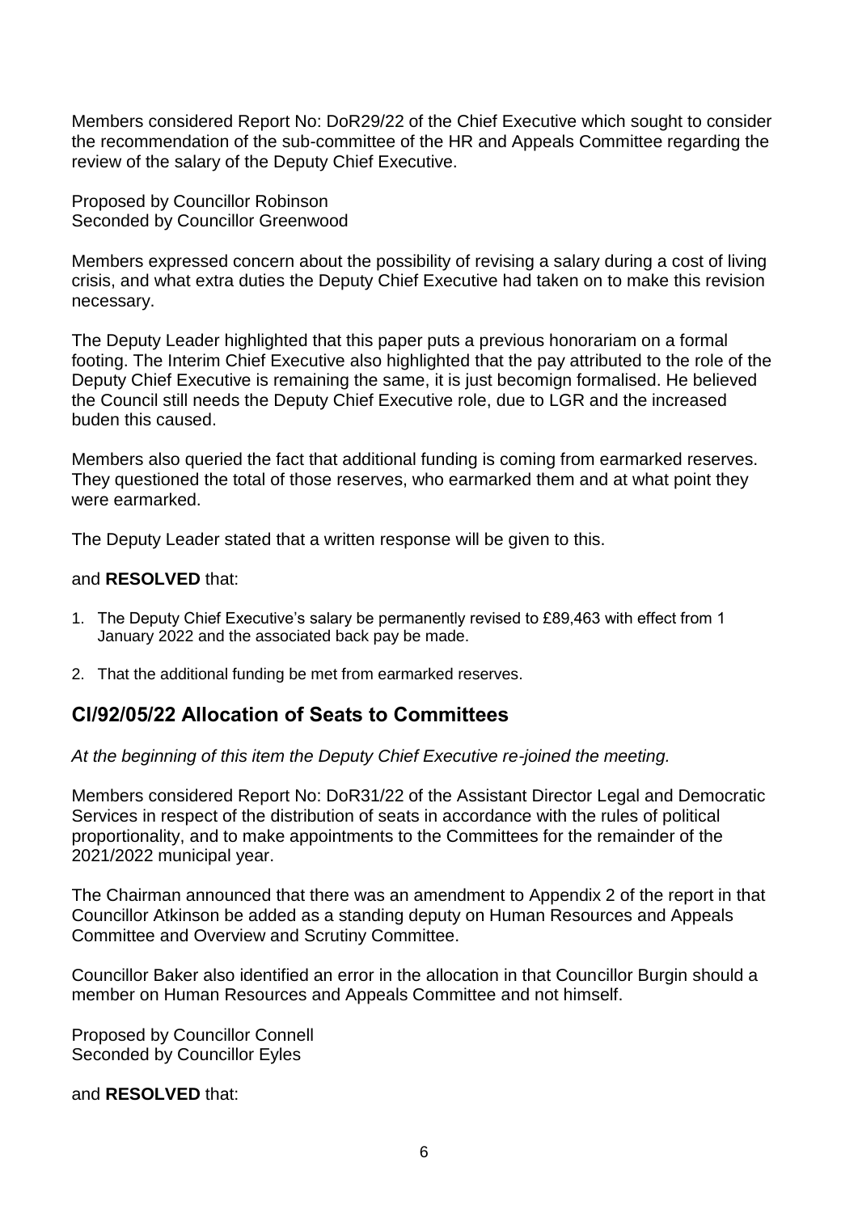Members considered Report No: DoR29/22 of the Chief Executive which sought to consider the recommendation of the sub-committee of the HR and Appeals Committee regarding the review of the salary of the Deputy Chief Executive.

Proposed by Councillor Robinson
Seconded by Councillor Greenwood

Members expressed concern about the possibility of revising a salary during a cost of living crisis, and what extra duties the Deputy Chief Executive had taken on to make this revision necessary.

The Deputy Leader highlighted that this paper puts a previous honorariam on a formal footing. The Interim Chief Executive also highlighted that the pay attributed to the role of the Deputy Chief Executive is remaining the same, it is just becomign formalised. He believed the Council still needs the Deputy Chief Executive role, due to LGR and the increased buden this caused.

Members also queried the fact that additional funding is coming from earmarked reserves. They questioned the total of those reserves, who earmarked them and at what point they were earmarked.

The Deputy Leader stated that a written response will be given to this.

and **RESOLVED** that:

1. The Deputy Chief Executive's salary be permanently revised to £89,463 with effect from 1 January 2022 and the associated back pay be made.
2. That the additional funding be met from earmarked reserves.

## Cl/92/05/22 Allocation of Seats to Committees

*At the beginning of this item the Deputy Chief Executive re-joined the meeting.*

Members considered Report No: DoR31/22 of the Assistant Director Legal and Democratic Services in respect of the distribution of seats in accordance with the rules of political proportionality, and to make appointments to the Committees for the remainder of the 2021/2022 municipal year.

The Chairman announced that there was an amendment to Appendix 2 of the report in that Councillor Atkinson be added as a standing deputy on Human Resources and Appeals Committee and Overview and Scrutiny Committee.

Councillor Baker also identified an error in the allocation in that Councillor Burgin should a member on Human Resources and Appeals Committee and not himself.

Proposed by Councillor Connell
Seconded by Councillor Eyles

and **RESOLVED** that: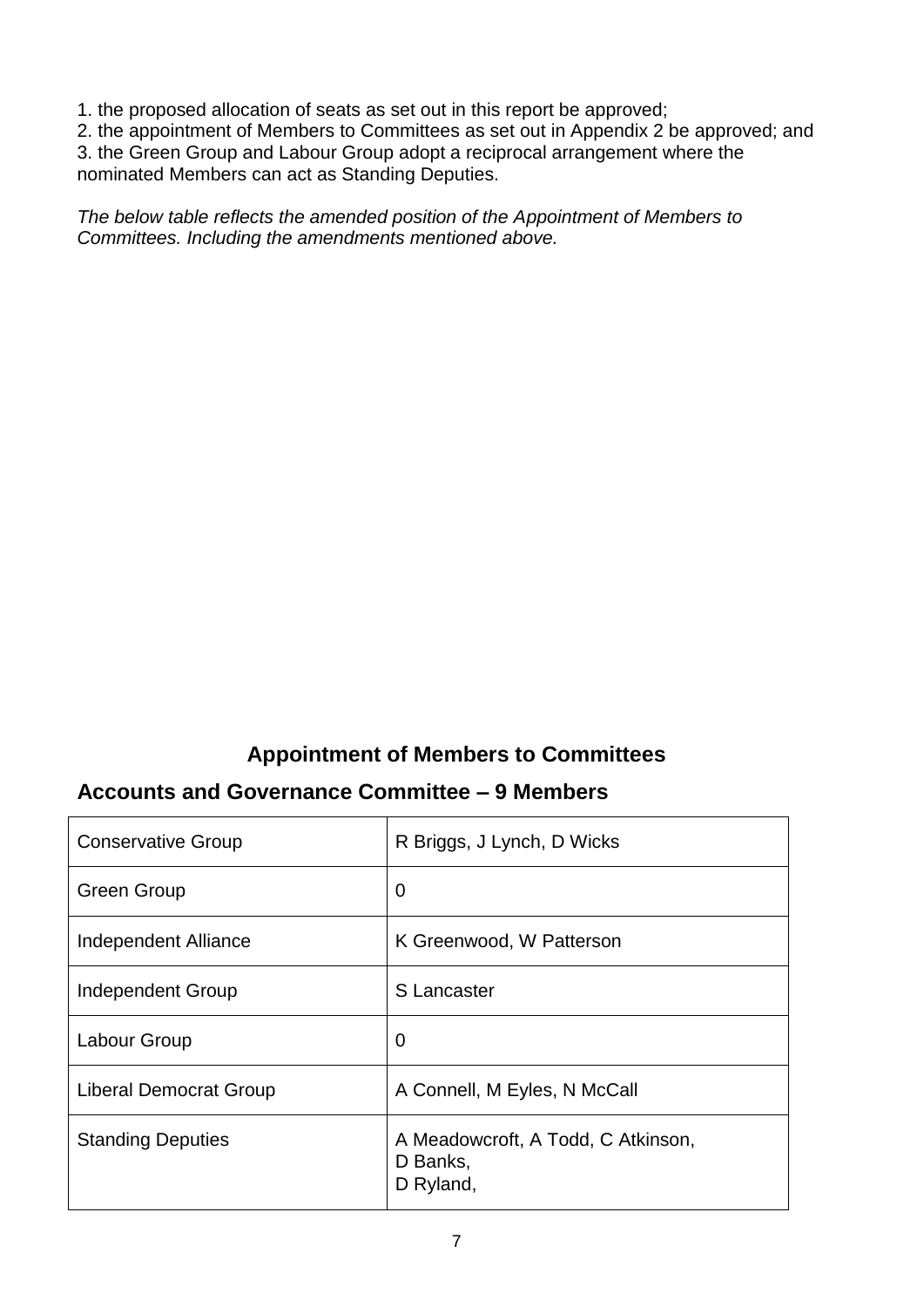1. the proposed allocation of seats as set out in this report be approved;
2. the appointment of Members to Committees as set out in Appendix 2 be approved; and
3. the Green Group and Labour Group adopt a reciprocal arrangement where the nominated Members can act as Standing Deputies.

*The below table reflects the amended position of the Appointment of Members to Committees. Including the amendments mentioned above.*

## Appointment of Members to Committees

### Accounts and Governance Committee – 9 Members

| | |
|---|---|
| Conservative Group | R Briggs, J Lynch, D Wicks |
| Green Group | 0 |
| Independent Alliance | K Greenwood, W Patterson |
| Independent Group | S Lancaster |
| Labour Group | 0 |
| Liberal Democrat Group | A Connell, M Eyles, N McCall |
| Standing Deputies | A Meadowcroft, A Todd, C Atkinson, D Banks, D Ryland, |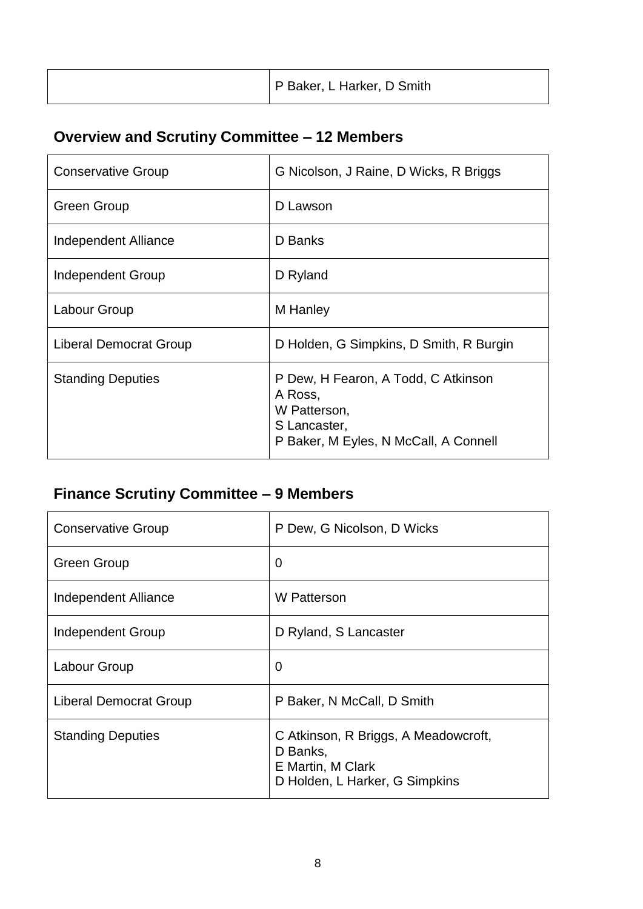|  | P Baker, L Harker, D Smith |
|---|---|

## Overview and Scrutiny Committee – 12 Members

| Conservative Group | G Nicolson, J Raine, D Wicks, R Briggs |
|---|---|
| Green Group | D Lawson |
| Independent Alliance | D Banks |
| Independent Group | D Ryland |
| Labour Group | M Hanley |
| Liberal Democrat Group | D Holden, G Simpkins, D Smith, R Burgin |
| Standing Deputies | P Dew, H Fearon, A Todd, C Atkinson<br>A Ross,<br>W Patterson,<br>S Lancaster,<br>P Baker, M Eyles, N McCall, A Connell |

## Finance Scrutiny Committee – 9 Members

| Conservative Group | P Dew, G Nicolson, D Wicks |
|---|---|
| Green Group | 0 |
| Independent Alliance | W Patterson |
| Independent Group | D Ryland, S Lancaster |
| Labour Group | 0 |
| Liberal Democrat Group | P Baker, N McCall, D Smith |
| Standing Deputies | C Atkinson, R Briggs, A Meadowcroft,<br>D Banks,<br>E Martin, M Clark<br>D Holden, L Harker, G Simpkins |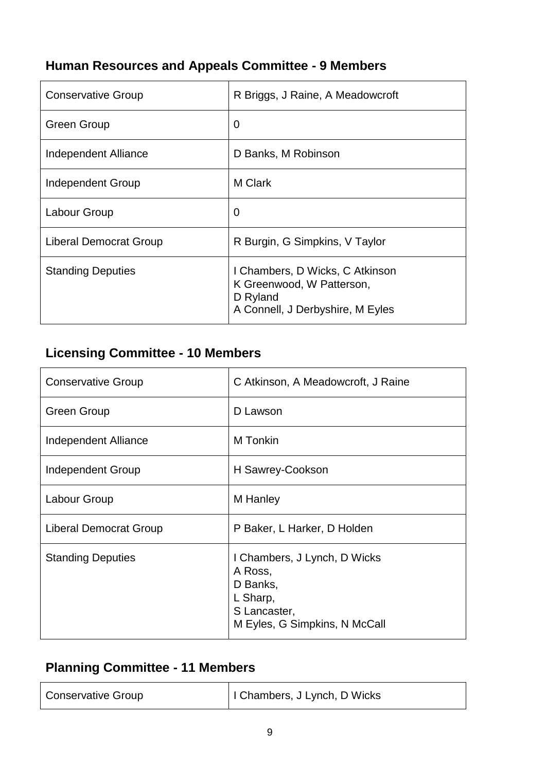## Human Resources and Appeals Committee - 9 Members

| | |
|---|---|
| Conservative Group | R Briggs, J Raine, A Meadowcroft |
| Green Group | 0 |
| Independent Alliance | D Banks, M Robinson |
| Independent Group | M Clark |
| Labour Group | 0 |
| Liberal Democrat Group | R Burgin, G Simpkins, V Taylor |
| Standing Deputies | I Chambers, D Wicks, C Atkinson<br>K Greenwood, W Patterson,<br>D Ryland<br>A Connell, J Derbyshire, M Eyles |

## Licensing Committee - 10 Members

| | |
|---|---|
| Conservative Group | C Atkinson, A Meadowcroft, J Raine |
| Green Group | D Lawson |
| Independent Alliance | M Tonkin |
| Independent Group | H Sawrey-Cookson |
| Labour Group | M Hanley |
| Liberal Democrat Group | P Baker, L Harker, D Holden |
| Standing Deputies | I Chambers, J Lynch, D Wicks<br>A Ross,<br>D Banks,<br>L Sharp,<br>S Lancaster,<br>M Eyles, G Simpkins, N McCall |

## Planning Committee - 11 Members

| | |
|---|---|
| Conservative Group | I Chambers, J Lynch, D Wicks |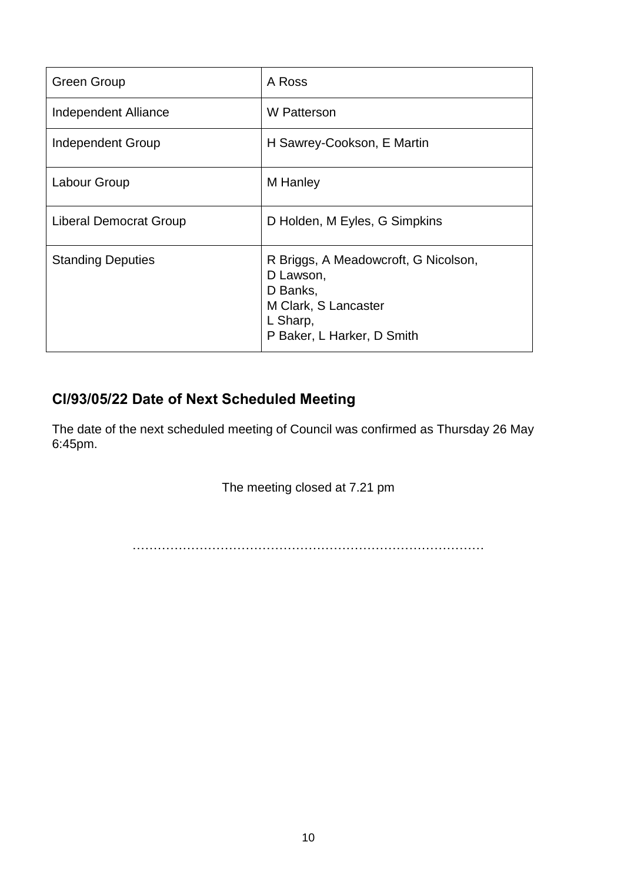| | |
|---|---|
| Green Group | A Ross |
| Independent Alliance | W Patterson |
| Independent Group | H Sawrey-Cookson, E Martin |
| Labour Group | M Hanley |
| Liberal Democrat Group | D Holden, M Eyles, G Simpkins |
| Standing Deputies | R Briggs, A Meadowcroft, G Nicolson, D Lawson, D Banks, M Clark, S Lancaster L Sharp, P Baker, L Harker, D Smith |

## CI/93/05/22 Date of Next Scheduled Meeting

The date of the next scheduled meeting of Council was confirmed as Thursday 26 May 6:45pm.

The meeting closed at 7.21 pm

……………………………………………………………………………